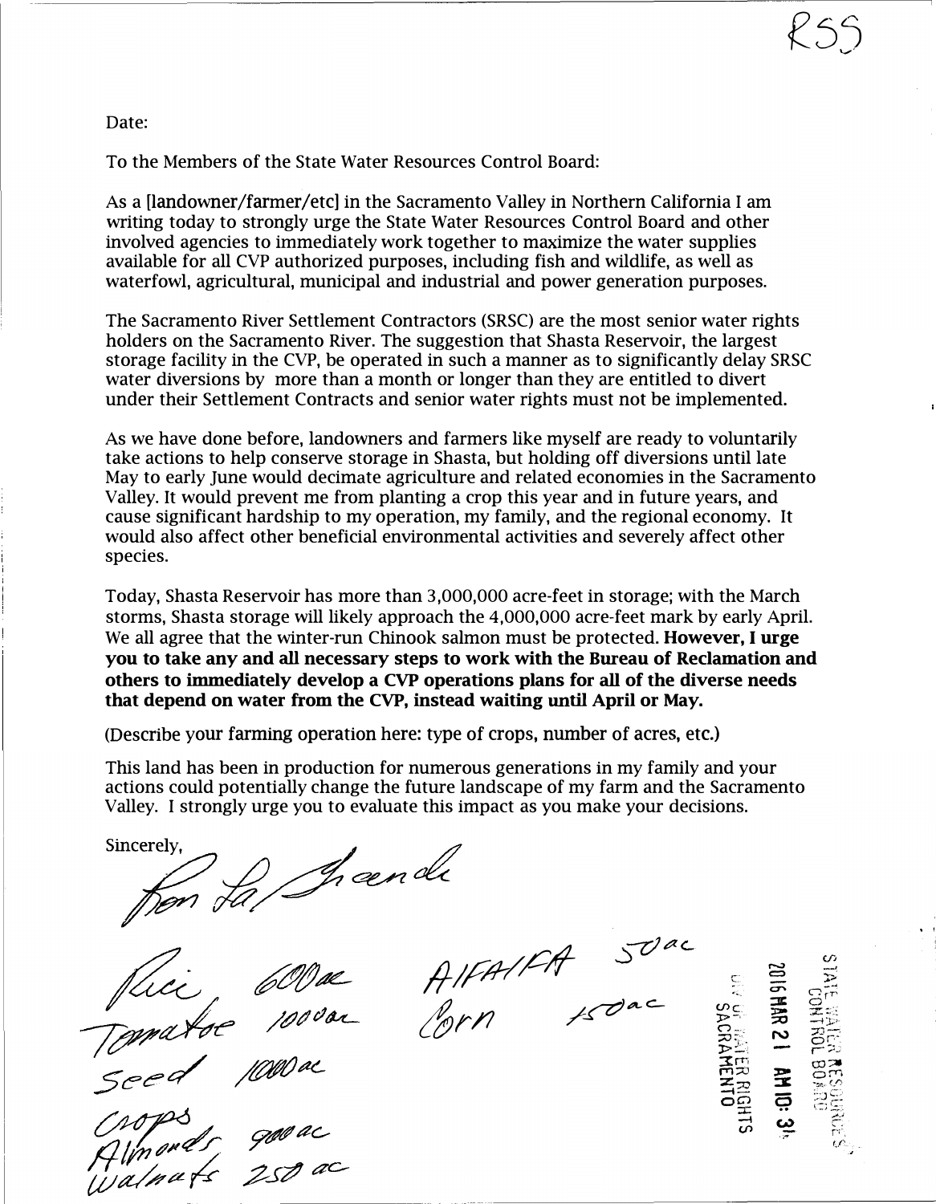R55

Date:

To the Members of the State Water Resources Control Board:

As a [landowner/farmer/etc] in the Sacramento Valley in Northern California I am writing today to strongly urge the State Water Resources Control Board and other involved agencies to immediately work together to maximize the water supplies available for all CVP authorized purposes, including fish and wildlife, as well as waterfowl, agricultural, municipal and industrial and power generation purposes.

The Sacramento River Settlement Contractors (SRSC) are the most senior water rights holders on the Sacramento River. The suggestion that Shasta Reservoir, the largest storage facility in the CVP, be operated in such a manner as to significantly delay SRSC water diversions by more than a month or longer than they are entitled to divert under their Settlement Contracts and senior water rights must not be implemented.

As we have done before, landowners and farmers like myself are ready to voluntarily take actions to help conserve storage in Shasta, but holding off diversions until late May to early June would decimate agriculture and related economies in the Sacramento Valley. It would prevent me from planting a crop this year and in future years, and cause significant hardship to my operation, my family, and the regional economy. It would also affect other beneficial environmental activities and severely affect other species.

Today, Shasta Reservoir has more than 3,000,000 acre-feet in storage; with the March storms, Shasta storage will likely approach the 4,000,000 acre-feet mark by early April. We all agree that the winter-run Chinook salmon must be protected. **However, I urge you to take any and all necessary steps to work with the Bureau of Reclamation and others to immediately develop a CVP operations plans for all of the diverse needs that depend on water from the CVP, instead waiting until April or May.**

(Describe your farming operation here: type of crops, number of acres, etc.)

This land has been in production for numerous generations in my family and your actions could potentially change the future landscape of my farm and the Sacramento Valley. I strongly urge you to evaluate this impact as you make your decisions.

Sincerely,

Ron La Grande

Rice 600 ac
Tomatoe 1000 ac
Seed 1000 ac
Crops
Almonds 900 ac
Walnuts 250 ac

Alfalfa 50 ac
Corn 150 ac

STATE WATER RESOURCES CONTROL BOARD
2016 MAR 21 AM 10: 31
DIV OF WATER RIGHTS SACRAMENTO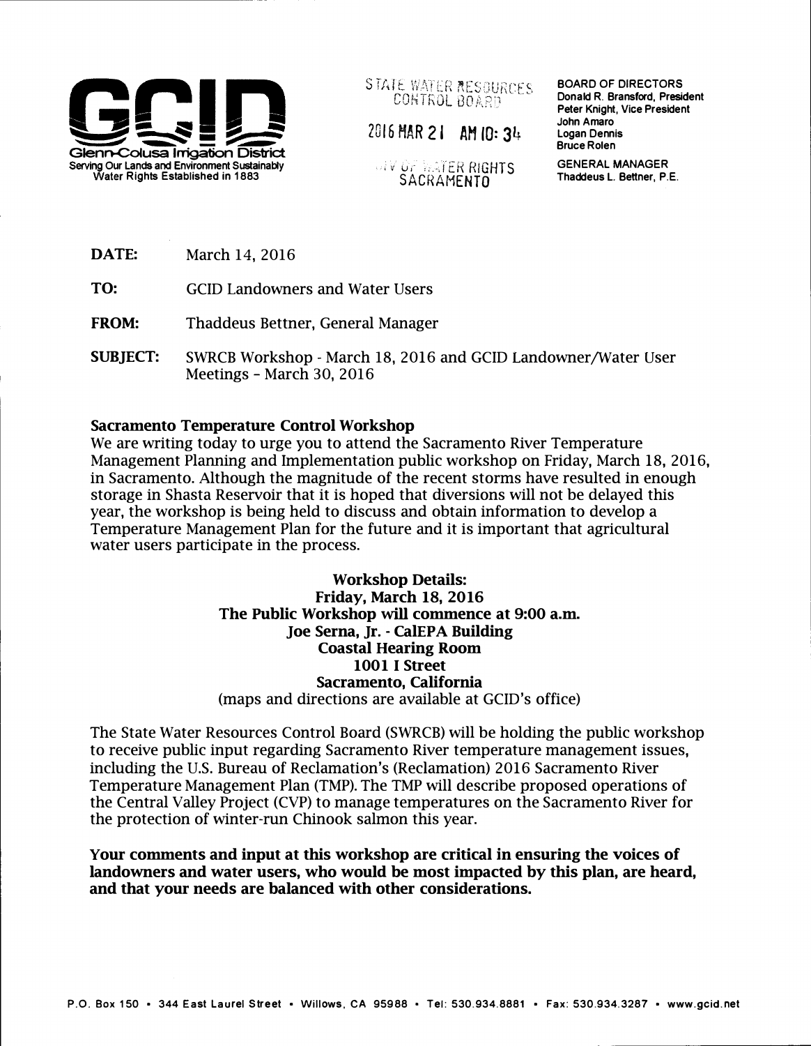**Glenn-Colusa Irrigation District**
Serving Our Lands and Environment Sustainably
Water Rights Established in 1883

STATE WATER RESOURCES CONTROL BOARD
2016 MAR 21 AM 10: 34
DIV OF WATER RIGHTS SACRAMENTO

BOARD OF DIRECTORS
Donald R. Bransford, President
Peter Knight, Vice President
John Amaro
Logan Dennis
Bruce Rolen

GENERAL MANAGER
Thaddeus L. Bettner, P.E.

**DATE:** March 14, 2016

**TO:** GCID Landowners and Water Users

**FROM:** Thaddeus Bettner, General Manager

**SUBJECT:** SWRCB Workshop - March 18, 2016 and GCID Landowner/Water User Meetings – March 30, 2016

**Sacramento Temperature Control Workshop**

We are writing today to urge you to attend the Sacramento River Temperature Management Planning and Implementation public workshop on Friday, March 18, 2016, in Sacramento. Although the magnitude of the recent storms have resulted in enough storage in Shasta Reservoir that it is hoped that diversions will not be delayed this year, the workshop is being held to discuss and obtain information to develop a Temperature Management Plan for the future and it is important that agricultural water users participate in the process.

**Workshop Details:**
**Friday, March 18, 2016**
**The Public Workshop will commence at 9:00 a.m.**
**Joe Serna, Jr. - CalEPA Building**
**Coastal Hearing Room**
**1001 I Street**
**Sacramento, California**
(maps and directions are available at GCID's office)

The State Water Resources Control Board (SWRCB) will be holding the public workshop to receive public input regarding Sacramento River temperature management issues, including the U.S. Bureau of Reclamation's (Reclamation) 2016 Sacramento River Temperature Management Plan (TMP). The TMP will describe proposed operations of the Central Valley Project (CVP) to manage temperatures on the Sacramento River for the protection of winter-run Chinook salmon this year.

**Your comments and input at this workshop are critical in ensuring the voices of landowners and water users, who would be most impacted by this plan, are heard, and that your needs are balanced with other considerations.**

P.O. Box 150 • 344 East Laurel Street • Willows, CA 95988 • Tel: 530.934.8881 • Fax: 530.934.3287 • www.gcid.net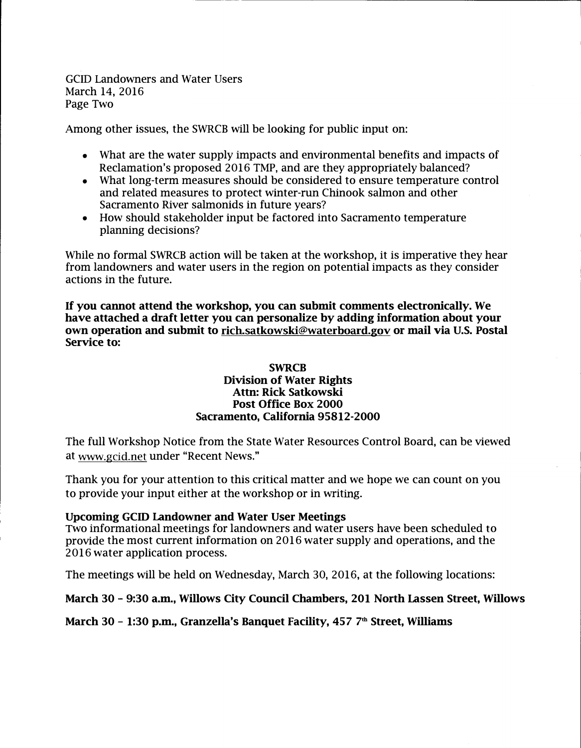GCID Landowners and Water Users
March 14, 2016
Page Two

Among other issues, the SWRCB will be looking for public input on:

- What are the water supply impacts and environmental benefits and impacts of Reclamation's proposed 2016 TMP, and are they appropriately balanced?
- What long-term measures should be considered to ensure temperature control and related measures to protect winter-run Chinook salmon and other Sacramento River salmonids in future years?
- How should stakeholder input be factored into Sacramento temperature planning decisions?

While no formal SWRCB action will be taken at the workshop, it is imperative they hear from landowners and water users in the region on potential impacts as they consider actions in the future.

**If you cannot attend the workshop, you can submit comments electronically. We have attached a draft letter you can personalize by adding information about your own operation and submit to rich.satkowski@waterboard.gov or mail via U.S. Postal Service to:**

**SWRCB**
**Division of Water Rights**
**Attn: Rick Satkowski**
**Post Office Box 2000**
**Sacramento, California 95812-2000**

The full Workshop Notice from the State Water Resources Control Board, can be viewed at www.gcid.net under "Recent News."

Thank you for your attention to this critical matter and we hope we can count on you to provide your input either at the workshop or in writing.

**Upcoming GCID Landowner and Water User Meetings**
Two informational meetings for landowners and water users have been scheduled to provide the most current information on 2016 water supply and operations, and the 2016 water application process.

The meetings will be held on Wednesday, March 30, 2016, at the following locations:

**March 30 – 9:30 a.m., Willows City Council Chambers, 201 North Lassen Street, Willows**

**March 30 – 1:30 p.m., Granzella's Banquet Facility, 457 7th Street, Williams**